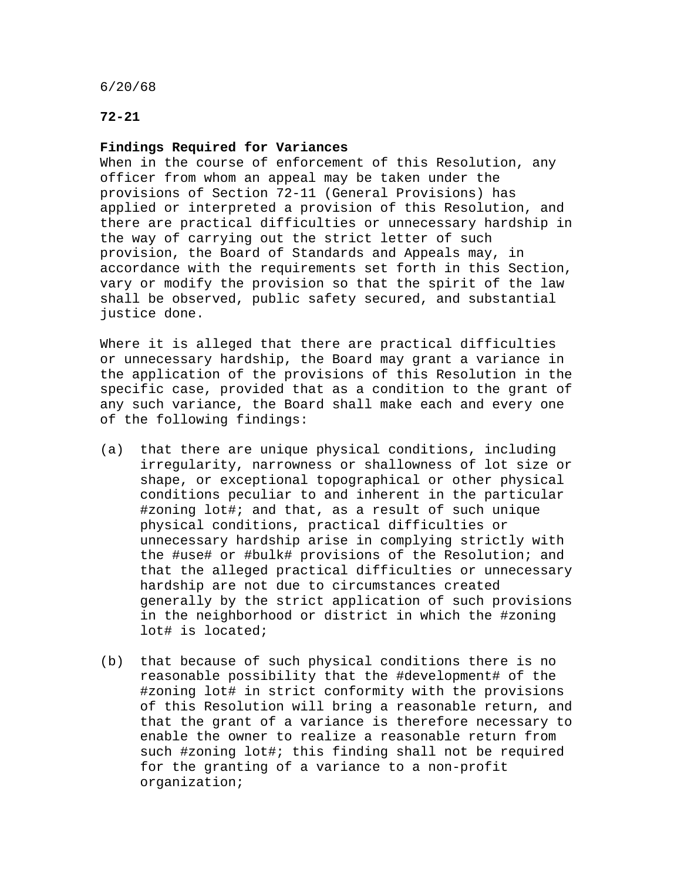6/20/68

**72-21**

**Findings Required for Variances**

When in the course of enforcement of this Resolution, any officer from whom an appeal may be taken under the provisions of Section 72-11 (General Provisions) has applied or interpreted a provision of this Resolution, and there are practical difficulties or unnecessary hardship in the way of carrying out the strict letter of such provision, the Board of Standards and Appeals may, in accordance with the requirements set forth in this Section, vary or modify the provision so that the spirit of the law shall be observed, public safety secured, and substantial justice done.

Where it is alleged that there are practical difficulties or unnecessary hardship, the Board may grant a variance in the application of the provisions of this Resolution in the specific case, provided that as a condition to the grant of any such variance, the Board shall make each and every one of the following findings:

(a) that there are unique physical conditions, including irregularity, narrowness or shallowness of lot size or shape, or exceptional topographical or other physical conditions peculiar to and inherent in the particular #zoning lot#; and that, as a result of such unique physical conditions, practical difficulties or unnecessary hardship arise in complying strictly with the #use# or #bulk# provisions of the Resolution; and that the alleged practical difficulties or unnecessary hardship are not due to circumstances created generally by the strict application of such provisions in the neighborhood or district in which the #zoning lot# is located;

(b) that because of such physical conditions there is no reasonable possibility that the #development# of the #zoning lot# in strict conformity with the provisions of this Resolution will bring a reasonable return, and that the grant of a variance is therefore necessary to enable the owner to realize a reasonable return from such #zoning lot#; this finding shall not be required for the granting of a variance to a non-profit organization;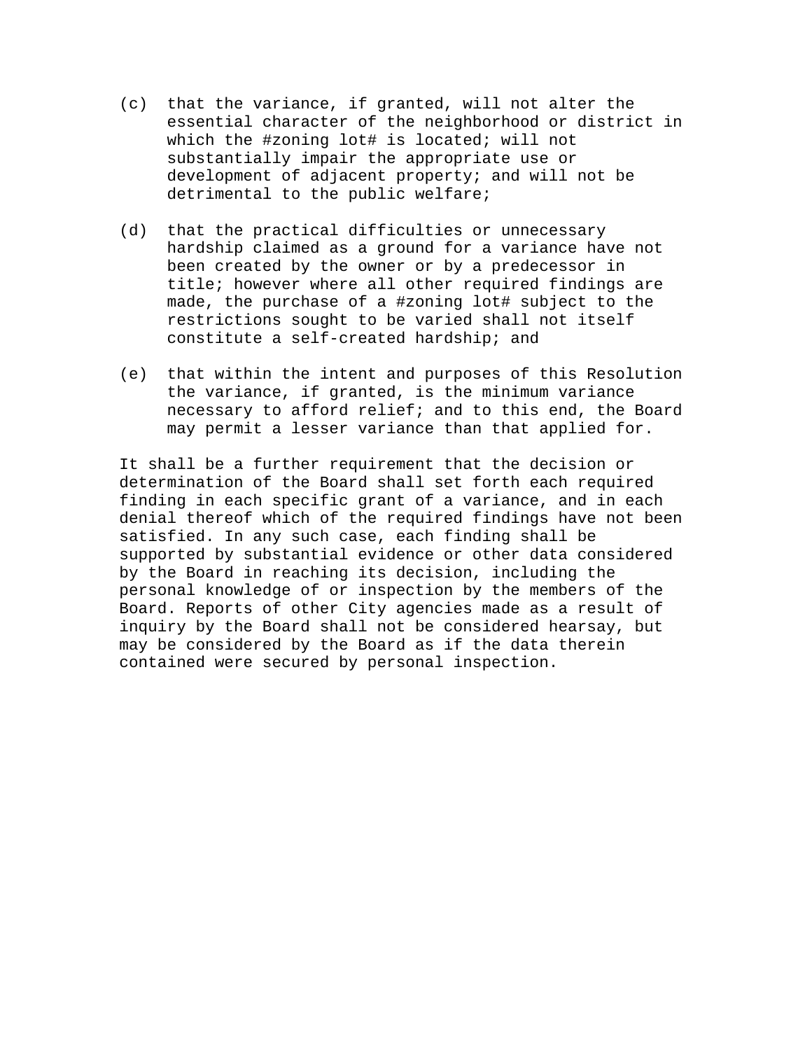(c) that the variance, if granted, will not alter the essential character of the neighborhood or district in which the #zoning lot# is located; will not substantially impair the appropriate use or development of adjacent property; and will not be detrimental to the public welfare;

(d) that the practical difficulties or unnecessary hardship claimed as a ground for a variance have not been created by the owner or by a predecessor in title; however where all other required findings are made, the purchase of a #zoning lot# subject to the restrictions sought to be varied shall not itself constitute a self-created hardship; and

(e) that within the intent and purposes of this Resolution the variance, if granted, is the minimum variance necessary to afford relief; and to this end, the Board may permit a lesser variance than that applied for.

It shall be a further requirement that the decision or determination of the Board shall set forth each required finding in each specific grant of a variance, and in each denial thereof which of the required findings have not been satisfied. In any such case, each finding shall be supported by substantial evidence or other data considered by the Board in reaching its decision, including the personal knowledge of or inspection by the members of the Board. Reports of other City agencies made as a result of inquiry by the Board shall not be considered hearsay, but may be considered by the Board as if the data therein contained were secured by personal inspection.